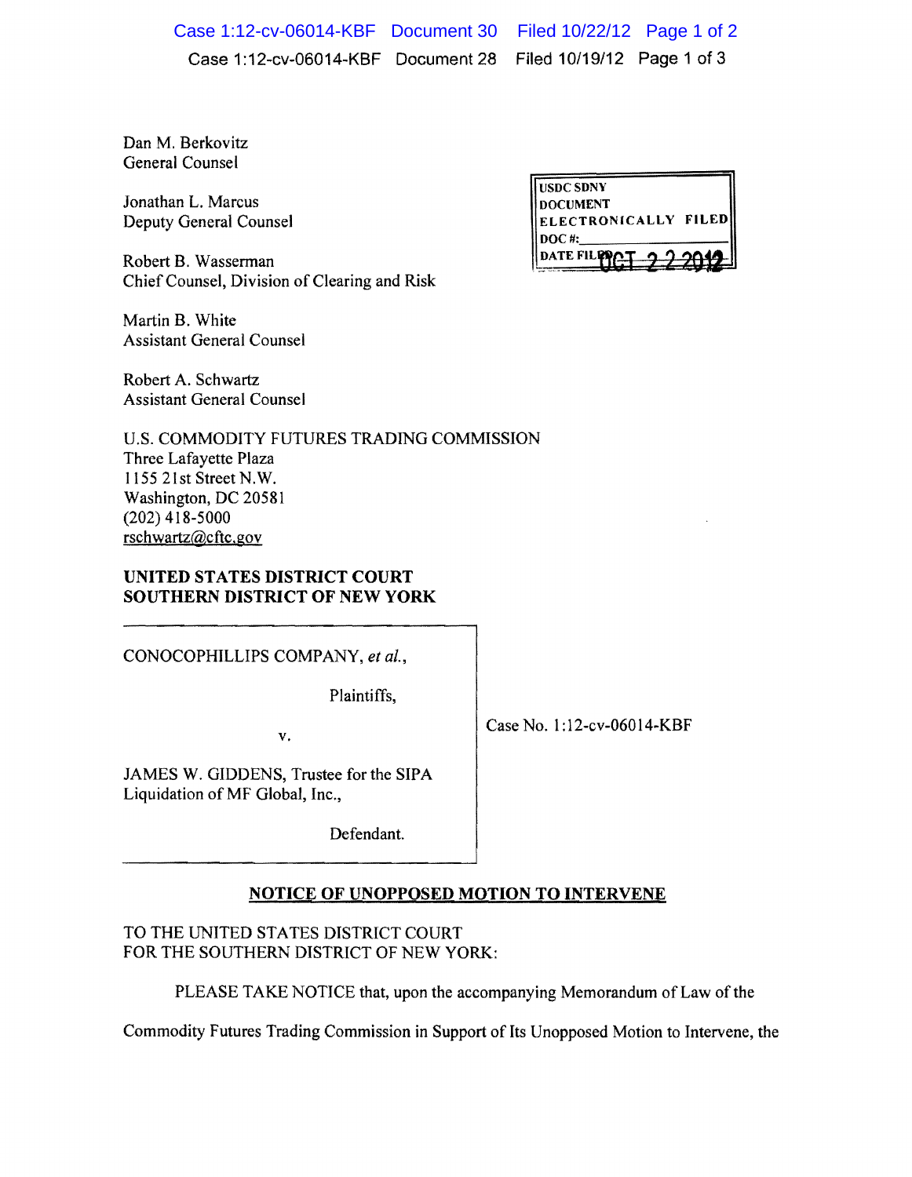Dan M. Berkovitz
General Counsel

Jonathan L. Marcus
Deputy General Counsel

Robert B. Wasserman
Chief Counsel, Division of Clearing and Risk

Martin B. White
Assistant General Counsel

Robert A. Schwartz
Assistant General Counsel

U.S. COMMODITY FUTURES TRADING COMMISSION
Three Lafayette Plaza
1155 21st Street N.W.
Washington, DC 20581
(202) 418-5000
rschwartz@cftc.gov

USDC SDNY
DOCUMENT
ELECTRONICALLY FILED
DOC #:
DATE FILED: OCT 22 2012

**UNITED STATES DISTRICT COURT**
**SOUTHERN DISTRICT OF NEW YORK**

| | |
|---|---|
| CONOCOPHILLIPS COMPANY, *et al.*,<br><br>Plaintiffs,<br><br>v.<br><br>JAMES W. GIDDENS, Trustee for the SIPA Liquidation of MF Global, Inc.,<br><br>Defendant. | Case No. 1:12-cv-06014-KBF |

**NOTICE OF UNOPPOSED MOTION TO INTERVENE**

TO THE UNITED STATES DISTRICT COURT
FOR THE SOUTHERN DISTRICT OF NEW YORK:

PLEASE TAKE NOTICE that, upon the accompanying Memorandum of Law of the Commodity Futures Trading Commission in Support of Its Unopposed Motion to Intervene, the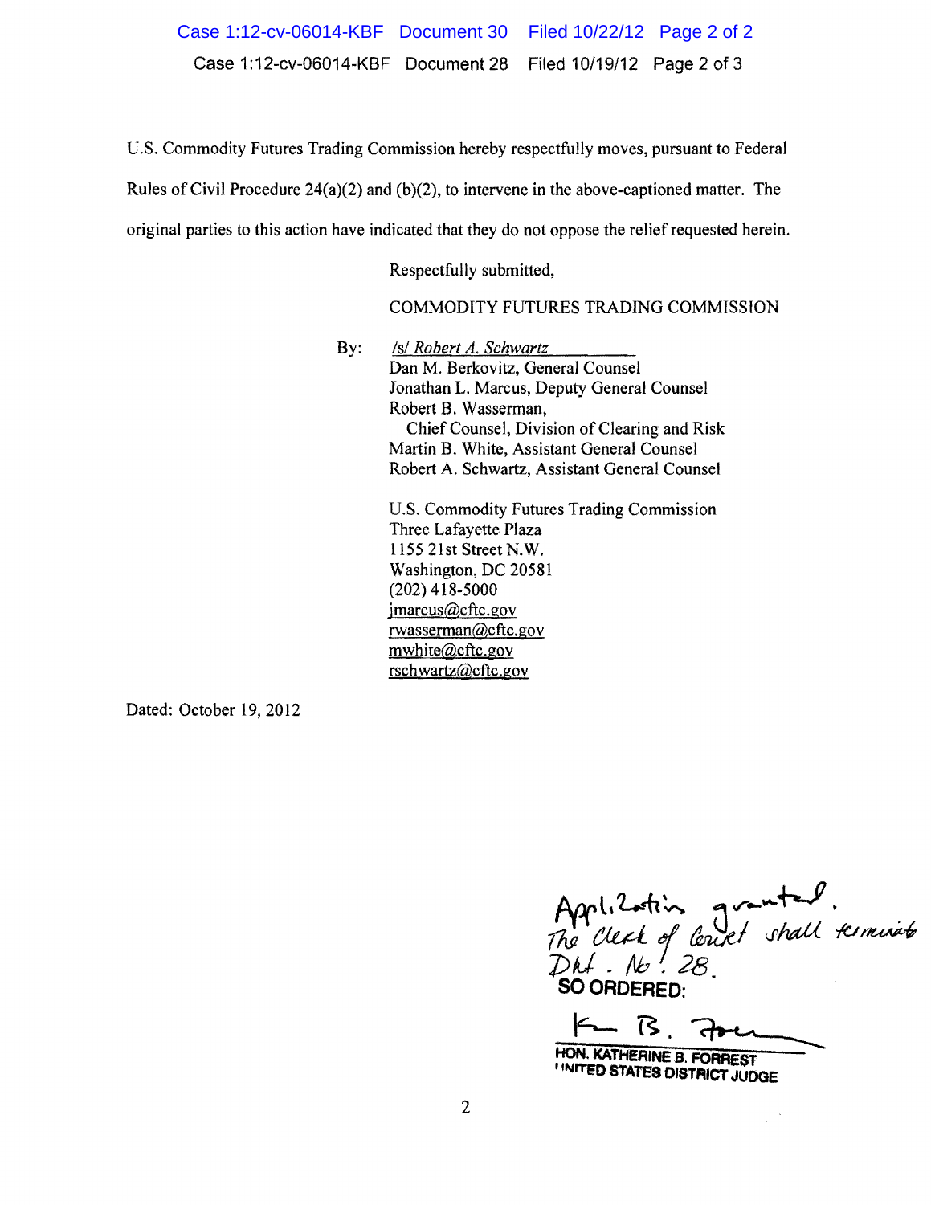U.S. Commodity Futures Trading Commission hereby respectfully moves, pursuant to Federal Rules of Civil Procedure 24(a)(2) and (b)(2), to intervene in the above-captioned matter. The original parties to this action have indicated that they do not oppose the relief requested herein.

Respectfully submitted,

COMMODITY FUTURES TRADING COMMISSION

By: */s/ Robert A. Schwartz*
Dan M. Berkovitz, General Counsel
Jonathan L. Marcus, Deputy General Counsel
Robert B. Wasserman,
Chief Counsel, Division of Clearing and Risk
Martin B. White, Assistant General Counsel
Robert A. Schwartz, Assistant General Counsel

U.S. Commodity Futures Trading Commission
Three Lafayette Plaza
1155 21st Street N.W.
Washington, DC 20581
(202) 418-5000
jmarcus@cftc.gov
rwasserman@cftc.gov
mwhite@cftc.gov
rschwartz@cftc.gov

Dated: October 19, 2012

Application granted. The Clerk of Court shall terminate Dkt. No. 28.

**SO ORDERED:**

K. B. Forrest

**HON. KATHERINE B. FORREST**
**UNITED STATES DISTRICT JUDGE**